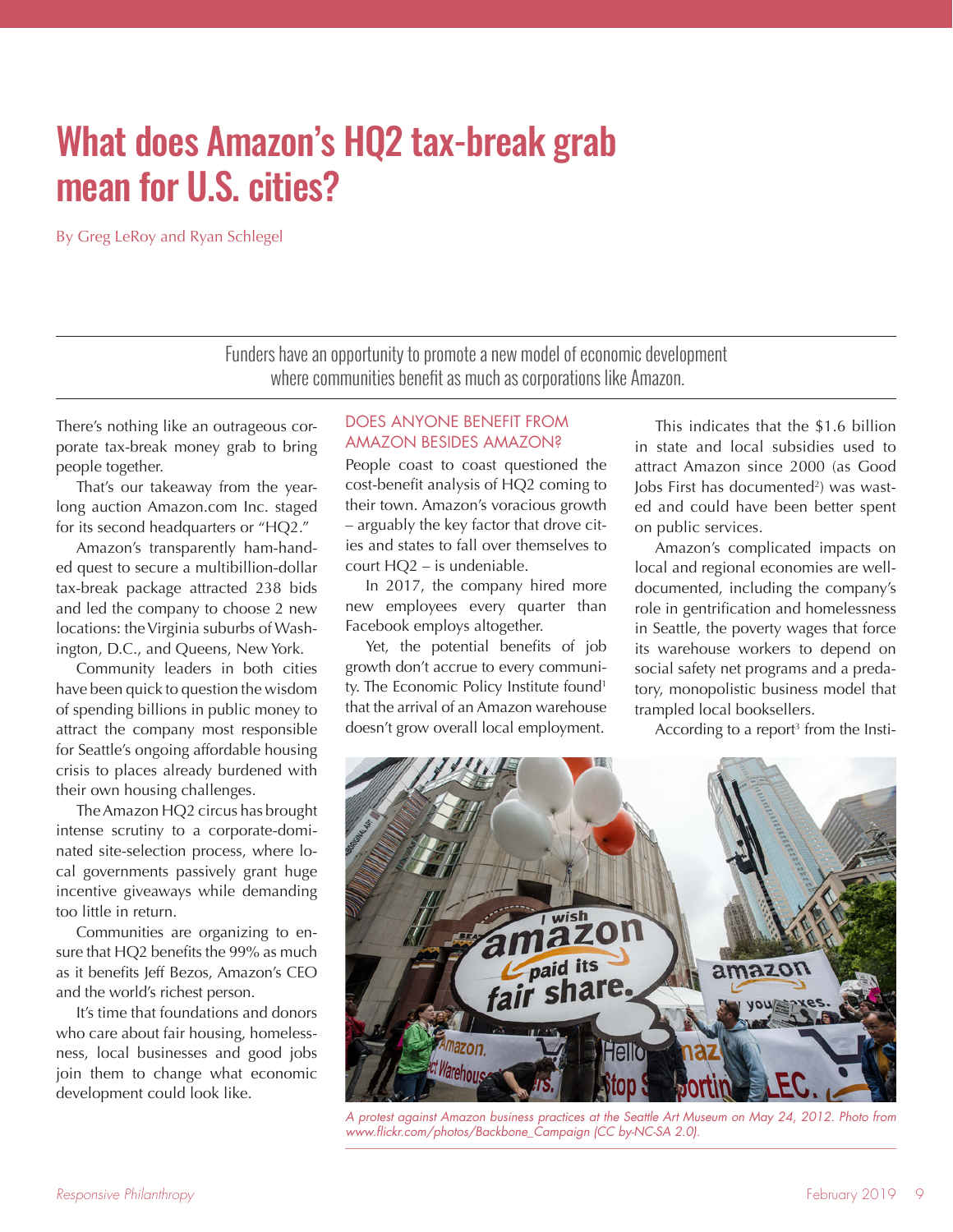# What does Amazon's HQ2 tax-break grab mean for U.S. cities?

By Greg LeRoy and Ryan Schlegel

Funders have an opportunity to promote a new model of economic development where communities benefit as much as corporations like Amazon.

There's nothing like an outrageous corporate tax-break money grab to bring people together.

That's our takeaway from the year-long auction Amazon.com Inc. staged for its second headquarters or "HQ2."

Amazon's transparently ham-handed quest to secure a multibillion-dollar tax-break package attracted 238 bids and led the company to choose 2 new locations: the Virginia suburbs of Washington, D.C., and Queens, New York.

Community leaders in both cities have been quick to question the wisdom of spending billions in public money to attract the company most responsible for Seattle's ongoing affordable housing crisis to places already burdened with their own housing challenges.

The Amazon HQ2 circus has brought intense scrutiny to a corporate-dominated site-selection process, where local governments passively grant huge incentive giveaways while demanding too little in return.

Communities are organizing to ensure that HQ2 benefits the 99% as much as it benefits Jeff Bezos, Amazon's CEO and the world's richest person.

It's time that foundations and donors who care about fair housing, homelessness, local businesses and good jobs join them to change what economic development could look like.

## DOES ANYONE BENEFIT FROM AMAZON BESIDES AMAZON?

People coast to coast questioned the cost-benefit analysis of HQ2 coming to their town. Amazon's voracious growth – arguably the key factor that drove cities and states to fall over themselves to court HQ2 – is undeniable.

In 2017, the company hired more new employees every quarter than Facebook employs altogether.

Yet, the potential benefits of job growth don't accrue to every community. The Economic Policy Institute found[1] that the arrival of an Amazon warehouse doesn't grow overall local employment.

This indicates that the $1.6 billion in state and local subsidies used to attract Amazon since 2000 (as Good Jobs First has documented[2]) was wasted and could have been better spent on public services.

Amazon's complicated impacts on local and regional economies are well-documented, including the company's role in gentrification and homelessness in Seattle, the poverty wages that force its warehouse workers to depend on social safety net programs and a predatory, monopolistic business model that trampled local booksellers.

According to a report[3] from the Insti-

*A protest against Amazon business practices at the Seattle Art Museum on May 24, 2012. Photo from www.flickr.com/photos/Backbone_Campaign (CC by-NC-SA 2.0).*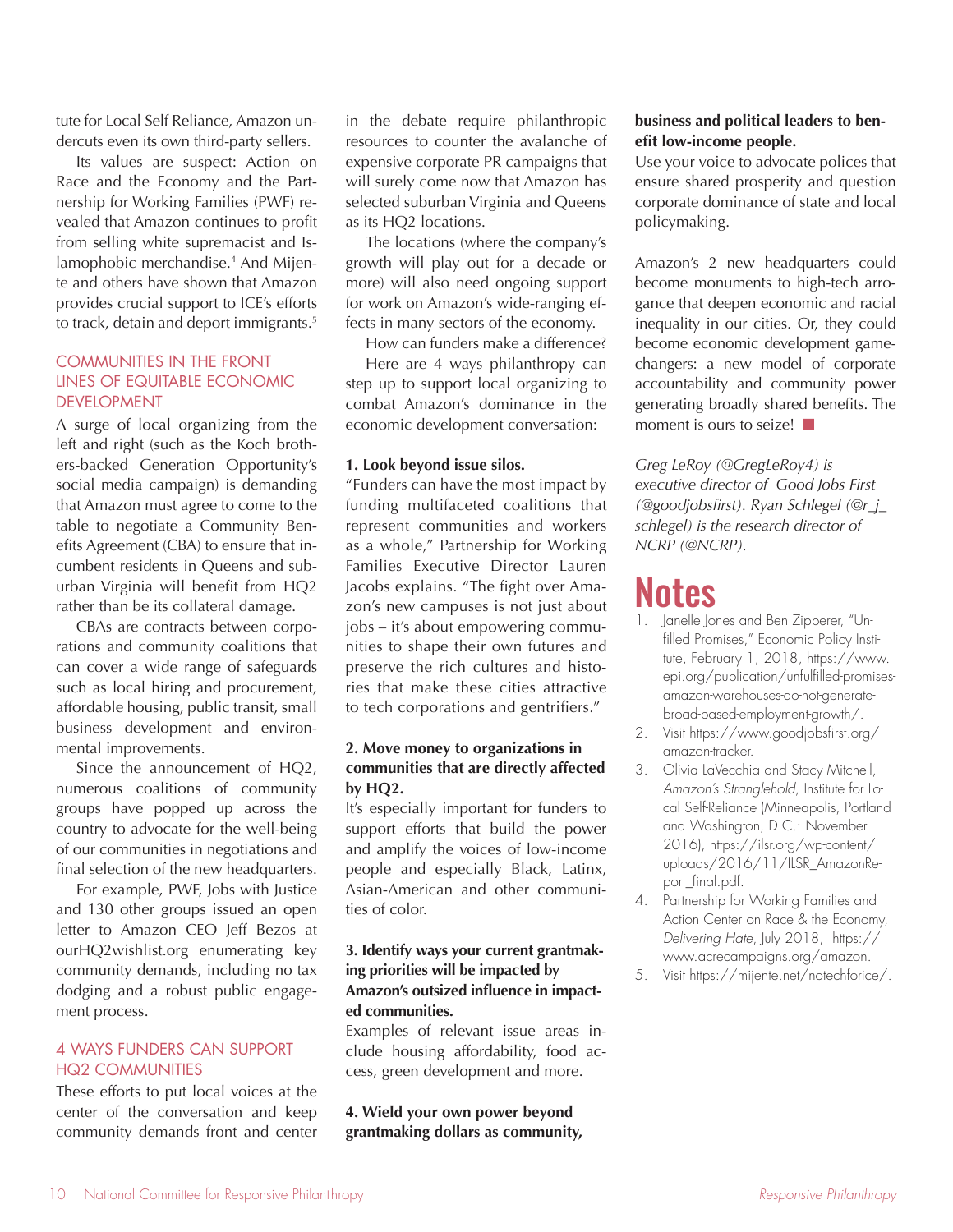tute for Local Self Reliance, Amazon undercuts even its own third-party sellers.

Its values are suspect: Action on Race and the Economy and the Partnership for Working Families (PWF) revealed that Amazon continues to profit from selling white supremacist and Islamophobic merchandise.[4] And Mijente and others have shown that Amazon provides crucial support to ICE's efforts to track, detain and deport immigrants.[5]

## COMMUNITIES IN THE FRONT LINES OF EQUITABLE ECONOMIC DEVELOPMENT

A surge of local organizing from the left and right (such as the Koch brothers-backed Generation Opportunity's social media campaign) is demanding that Amazon must agree to come to the table to negotiate a Community Benefits Agreement (CBA) to ensure that incumbent residents in Queens and suburban Virginia will benefit from HQ2 rather than be its collateral damage.

CBAs are contracts between corporations and community coalitions that can cover a wide range of safeguards such as local hiring and procurement, affordable housing, public transit, small business development and environmental improvements.

Since the announcement of HQ2, numerous coalitions of community groups have popped up across the country to advocate for the well-being of our communities in negotiations and final selection of the new headquarters.

For example, PWF, Jobs with Justice and 130 other groups issued an open letter to Amazon CEO Jeff Bezos at ourHQ2wishlist.org enumerating key community demands, including no tax dodging and a robust public engagement process.

## 4 WAYS FUNDERS CAN SUPPORT HQ2 COMMUNITIES

These efforts to put local voices at the center of the conversation and keep community demands front and center in the debate require philanthropic resources to counter the avalanche of expensive corporate PR campaigns that will surely come now that Amazon has selected suburban Virginia and Queens as its HQ2 locations.

The locations (where the company's growth will play out for a decade or more) will also need ongoing support for work on Amazon's wide-ranging effects in many sectors of the economy.

How can funders make a difference?

Here are 4 ways philanthropy can step up to support local organizing to combat Amazon's dominance in the economic development conversation:

**1. Look beyond issue silos.**

"Funders can have the most impact by funding multifaceted coalitions that represent communities and workers as a whole," Partnership for Working Families Executive Director Lauren Jacobs explains. "The fight over Amazon's new campuses is not just about jobs – it's about empowering communities to shape their own futures and preserve the rich cultures and histories that make these cities attractive to tech corporations and gentrifiers."

**2. Move money to organizations in communities that are directly affected by HQ2.**

It's especially important for funders to support efforts that build the power and amplify the voices of low-income people and especially Black, Latinx, Asian-American and other communities of color.

**3. Identify ways your current grantmaking priorities will be impacted by Amazon's outsized influence in impacted communities.**

Examples of relevant issue areas include housing affordability, food access, green development and more.

**4. Wield your own power beyond grantmaking dollars as community, business and political leaders to benefit low-income people.**

Use your voice to advocate polices that ensure shared prosperity and question corporate dominance of state and local policymaking.

Amazon's 2 new headquarters could become monuments to high-tech arrogance that deepen economic and racial inequality in our cities. Or, they could become economic development game-changers: a new model of corporate accountability and community power generating broadly shared benefits. The moment is ours to seize! ■

*Greg LeRoy (@GregLeRoy4) is executive director of Good Jobs First (@goodjobsfirst). Ryan Schlegel (@r_j_schlegel) is the research director of NCRP (@NCRP).*

# Notes

1. Janelle Jones and Ben Zipperer, "Unfilled Promises," Economic Policy Institute, February 1, 2018, https://www.epi.org/publication/unfulfilled-promises-amazon-warehouses-do-not-generate-broad-based-employment-growth/.
2. Visit https://www.goodjobsfirst.org/amazon-tracker.
3. Olivia LaVecchia and Stacy Mitchell, *Amazon's Stranglehold*, Institute for Local Self-Reliance (Minneapolis, Portland and Washington, D.C.: November 2016), https://ilsr.org/wp-content/uploads/2016/11/ILSR_AmazonReport_final.pdf.
4. Partnership for Working Families and Action Center on Race & the Economy, *Delivering Hate*, July 2018, https://www.acrecampaigns.org/amazon.
5. Visit https://mijente.net/notechforice/.